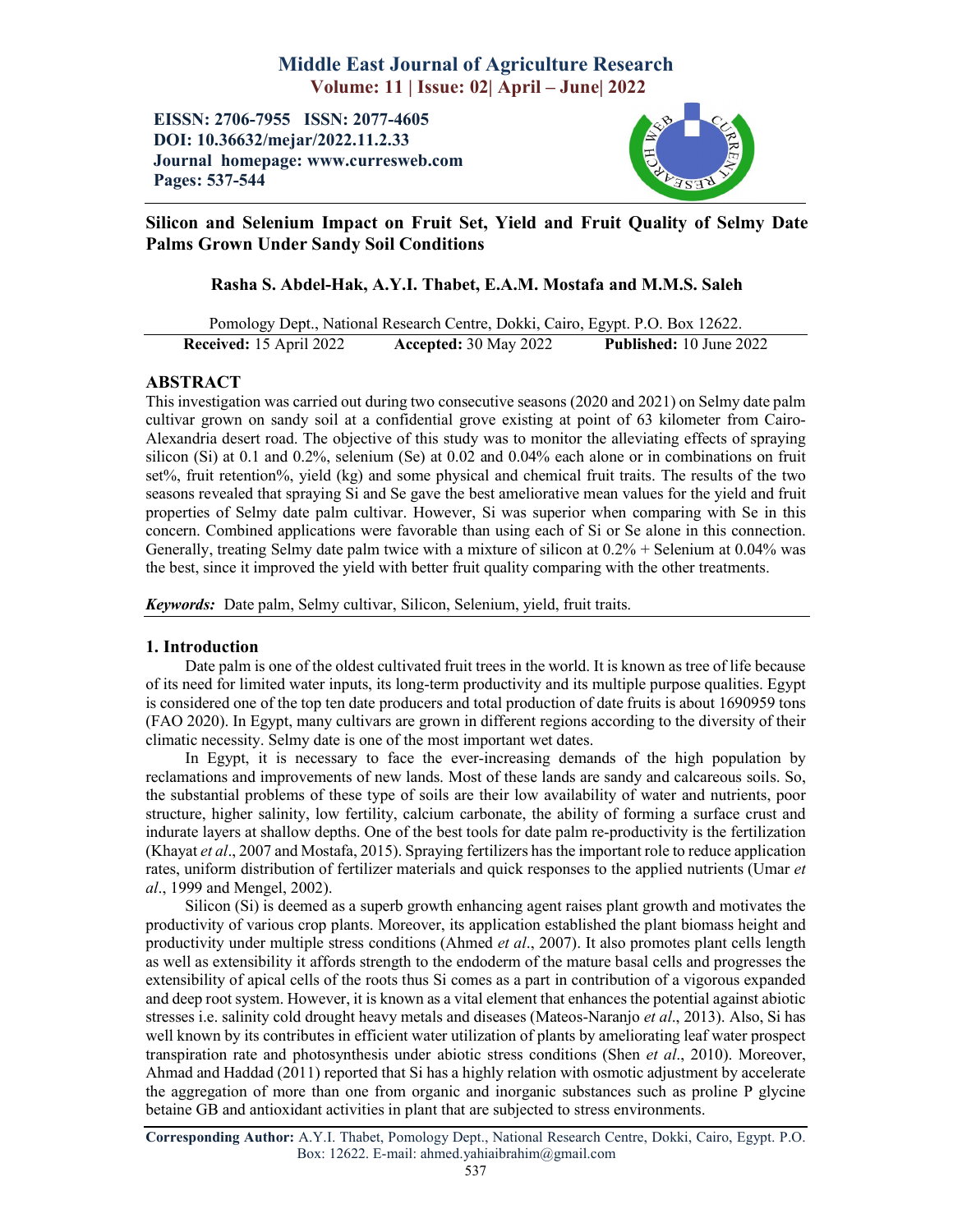# Silicon and Selenium Impact on Fruit Set, Yield and Fruit Quality of Selmy Date Palms Grown Under Sandy Soil Conditions

**Rasha S. Abdel-Hak, A.Y.I. Thabet, E.A.M. Mostafa and M.M.S. Saleh**

Pomology Dept., National Research Centre, Dokki, Cairo, Egypt. P.O. Box 12622.

**Received:** 15 April 2022 **Accepted:** 30 May 2022 **Published:** 10 June 2022

## ABSTRACT

This investigation was carried out during two consecutive seasons (2020 and 2021) on Selmy date palm cultivar grown on sandy soil at a confidential grove existing at point of 63 kilometer from Cairo-Alexandria desert road. The objective of this study was to monitor the alleviating effects of spraying silicon (Si) at 0.1 and 0.2%, selenium (Se) at 0.02 and 0.04% each alone or in combinations on fruit set%, fruit retention%, yield (kg) and some physical and chemical fruit traits. The results of the two seasons revealed that spraying Si and Se gave the best ameliorative mean values for the yield and fruit properties of Selmy date palm cultivar. However, Si was superior when comparing with Se in this concern. Combined applications were favorable than using each of Si or Se alone in this connection. Generally, treating Selmy date palm twice with a mixture of silicon at 0.2% + Selenium at 0.04% was the best, since it improved the yield with better fruit quality comparing with the other treatments.

***Keywords:*** Date palm, Selmy cultivar, Silicon, Selenium, yield, fruit traits.

## 1. Introduction

Date palm is one of the oldest cultivated fruit trees in the world. It is known as tree of life because of its need for limited water inputs, its long-term productivity and its multiple purpose qualities. Egypt is considered one of the top ten date producers and total production of date fruits is about 1690959 tons (FAO 2020). In Egypt, many cultivars are grown in different regions according to the diversity of their climatic necessity. Selmy date is one of the most important wet dates.

In Egypt, it is necessary to face the ever-increasing demands of the high population by reclamations and improvements of new lands. Most of these lands are sandy and calcareous soils. So, the substantial problems of these type of soils are their low availability of water and nutrients, poor structure, higher salinity, low fertility, calcium carbonate, the ability of forming a surface crust and indurate layers at shallow depths. One of the best tools for date palm re-productivity is the fertilization (Khayat *et al*., 2007 and Mostafa, 2015). Spraying fertilizers has the important role to reduce application rates, uniform distribution of fertilizer materials and quick responses to the applied nutrients (Umar *et al*., 1999 and Mengel, 2002).

Silicon (Si) is deemed as a superb growth enhancing agent raises plant growth and motivates the productivity of various crop plants. Moreover, its application established the plant biomass height and productivity under multiple stress conditions (Ahmed *et al*., 2007). It also promotes plant cells length as well as extensibility it affords strength to the endoderm of the mature basal cells and progresses the extensibility of apical cells of the roots thus Si comes as a part in contribution of a vigorous expanded and deep root system. However, it is known as a vital element that enhances the potential against abiotic stresses i.e. salinity cold drought heavy metals and diseases (Mateos-Naranjo *et al*., 2013). Also, Si has well known by its contributes in efficient water utilization of plants by ameliorating leaf water prospect transpiration rate and photosynthesis under abiotic stress conditions (Shen *et al*., 2010). Moreover, Ahmad and Haddad (2011) reported that Si has a highly relation with osmotic adjustment by accelerate the aggregation of more than one from organic and inorganic substances such as proline P glycine betaine GB and antioxidant activities in plant that are subjected to stress environments.

**Corresponding Author:** A.Y.I. Thabet, Pomology Dept., National Research Centre, Dokki, Cairo, Egypt. P.O. Box: 12622. E-mail: ahmed.yahiaibrahim@gmail.com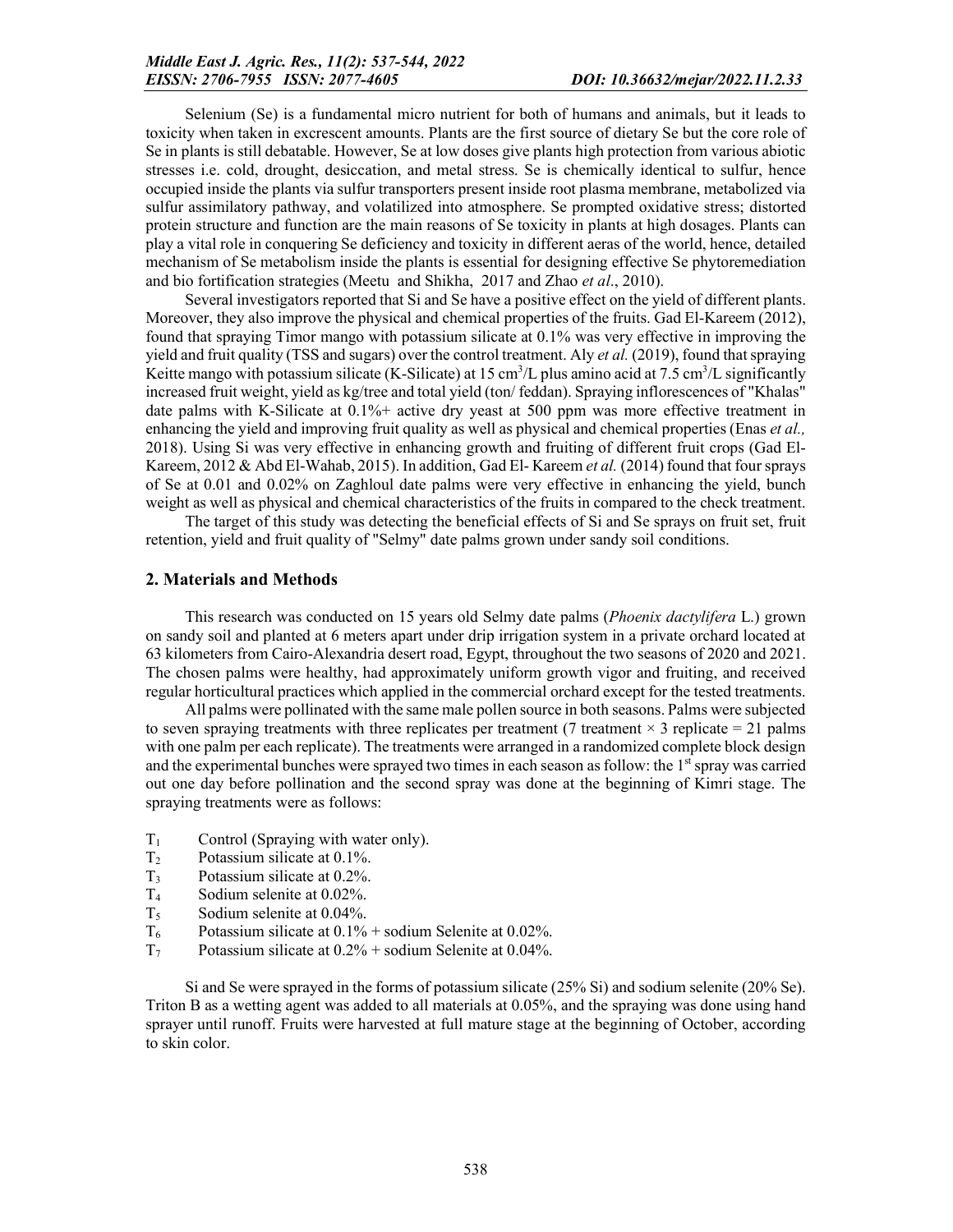Selenium (Se) is a fundamental micro nutrient for both of humans and animals, but it leads to toxicity when taken in excrescent amounts. Plants are the first source of dietary Se but the core role of Se in plants is still debatable. However, Se at low doses give plants high protection from various abiotic stresses i.e. cold, drought, desiccation, and metal stress. Se is chemically identical to sulfur, hence occupied inside the plants via sulfur transporters present inside root plasma membrane, metabolized via sulfur assimilatory pathway, and volatilized into atmosphere. Se prompted oxidative stress; distorted protein structure and function are the main reasons of Se toxicity in plants at high dosages. Plants can play a vital role in conquering Se deficiency and toxicity in different aeras of the world, hence, detailed mechanism of Se metabolism inside the plants is essential for designing effective Se phytoremediation and bio fortification strategies (Meetu and Shikha, 2017 and Zhao *et al*., 2010).

Several investigators reported that Si and Se have a positive effect on the yield of different plants. Moreover, they also improve the physical and chemical properties of the fruits. Gad El-Kareem (2012), found that spraying Timor mango with potassium silicate at 0.1% was very effective in improving the yield and fruit quality (TSS and sugars) over the control treatment. Aly *et al.* (2019), found that spraying Keitte mango with potassium silicate (K-Silicate) at 15 $cm^3$/L plus amino acid at 7.5 $cm^3$/L significantly increased fruit weight, yield as kg/tree and total yield (ton/ feddan). Spraying inflorescences of "Khalas" date palms with K-Silicate at 0.1%+ active dry yeast at 500 ppm was more effective treatment in enhancing the yield and improving fruit quality as well as physical and chemical properties (Enas *et al.,* 2018). Using Si was very effective in enhancing growth and fruiting of different fruit crops (Gad El-Kareem, 2012 & Abd El-Wahab, 2015). In addition, Gad El- Kareem *et al.* (2014) found that four sprays of Se at 0.01 and 0.02% on Zaghloul date palms were very effective in enhancing the yield, bunch weight as well as physical and chemical characteristics of the fruits in compared to the check treatment.

The target of this study was detecting the beneficial effects of Si and Se sprays on fruit set, fruit retention, yield and fruit quality of "Selmy" date palms grown under sandy soil conditions.

## 2. Materials and Methods

This research was conducted on 15 years old Selmy date palms (*Phoenix dactylifera* L.) grown on sandy soil and planted at 6 meters apart under drip irrigation system in a private orchard located at 63 kilometers from Cairo-Alexandria desert road, Egypt, throughout the two seasons of 2020 and 2021. The chosen palms were healthy, had approximately uniform growth vigor and fruiting, and received regular horticultural practices which applied in the commercial orchard except for the tested treatments.

All palms were pollinated with the same male pollen source in both seasons. Palms were subjected to seven spraying treatments with three replicates per treatment (7 treatment × 3 replicate = 21 palms with one palm per each replicate). The treatments were arranged in a randomized complete block design and the experimental bunches were sprayed two times in each season as follow: the 1st spray was carried out one day before pollination and the second spray was done at the beginning of Kimri stage. The spraying treatments were as follows:

- $T_1$ Control (Spraying with water only).
- $T_2$ Potassium silicate at 0.1%.
- $T_3$ Potassium silicate at 0.2%.
- $T_4$ Sodium selenite at 0.02%.
- $T_5$ Sodium selenite at 0.04%.
- $T_6$ Potassium silicate at 0.1% + sodium Selenite at 0.02%.
- $T_7$ Potassium silicate at 0.2% + sodium Selenite at 0.04%.

Si and Se were sprayed in the forms of potassium silicate (25% Si) and sodium selenite (20% Se). Triton B as a wetting agent was added to all materials at 0.05%, and the spraying was done using hand sprayer until runoff. Fruits were harvested at full mature stage at the beginning of October, according to skin color.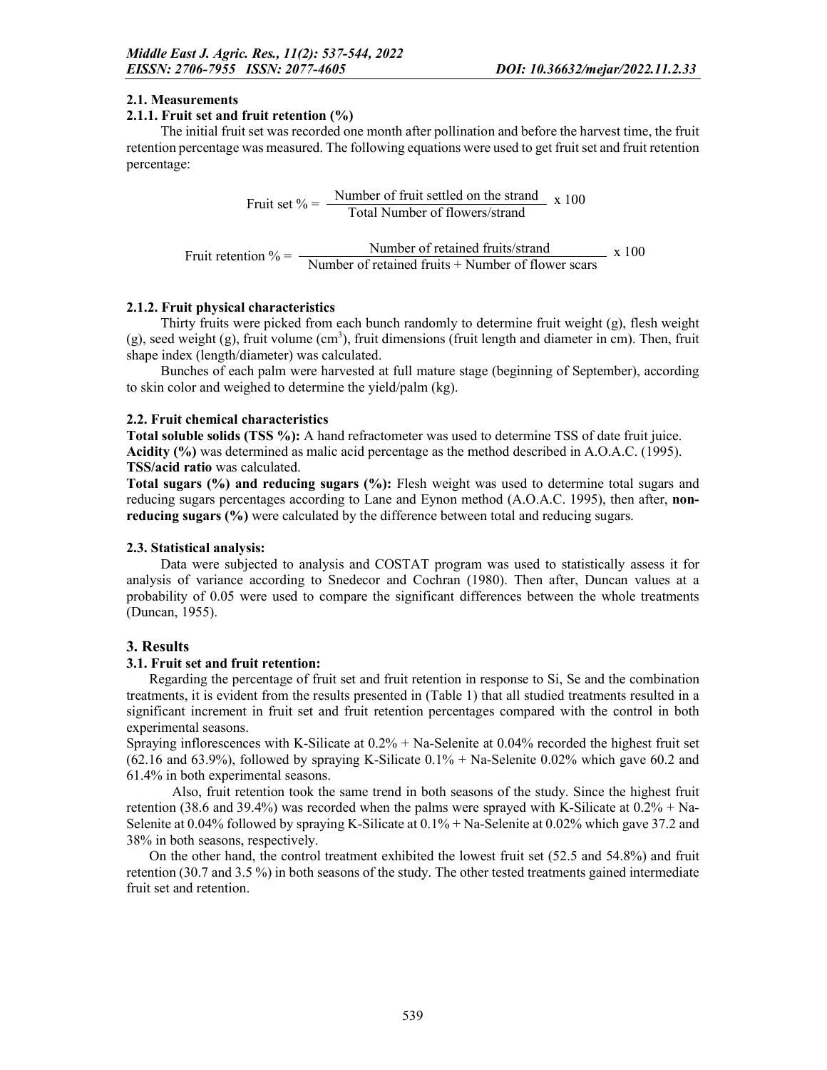### 2.1. Measurements

#### 2.1.1. Fruit set and fruit retention (%)

The initial fruit set was recorded one month after pollination and before the harvest time, the fruit retention percentage was measured. The following equations were used to get fruit set and fruit retention percentage:

$$\text{Fruit set \%} = \frac{\text{Number of fruit settled on the strand}}{\text{Total Number of flowers/strand}} \times 100$$

$$\text{Fruit retention \%} = \frac{\text{Number of retained fruits/strand}}{\text{Number of retained fruits + Number of flower scars}} \times 100$$

#### 2.1.2. Fruit physical characteristics

Thirty fruits were picked from each bunch randomly to determine fruit weight (g), flesh weight (g), seed weight (g), fruit volume ($cm^3$), fruit dimensions (fruit length and diameter in cm). Then, fruit shape index (length/diameter) was calculated.

Bunches of each palm were harvested at full mature stage (beginning of September), according to skin color and weighed to determine the yield/palm (kg).

### 2.2. Fruit chemical characteristics

**Total soluble solids (TSS %):** A hand refractometer was used to determine TSS of date fruit juice.
**Acidity (%)** was determined as malic acid percentage as the method described in A.O.A.C. (1995).
**TSS/acid ratio** was calculated.
**Total sugars (%) and reducing sugars (%):** Flesh weight was used to determine total sugars and reducing sugars percentages according to Lane and Eynon method (A.O.A.C. 1995), then after, **non-reducing sugars (%)** were calculated by the difference between total and reducing sugars.

### 2.3. Statistical analysis:

Data were subjected to analysis and COSTAT program was used to statistically assess it for analysis of variance according to Snedecor and Cochran (1980). Then after, Duncan values at a probability of 0.05 were used to compare the significant differences between the whole treatments (Duncan, 1955).

## 3. Results

### 3.1. Fruit set and fruit retention:

Regarding the percentage of fruit set and fruit retention in response to Si, Se and the combination treatments, it is evident from the results presented in (Table 1) that all studied treatments resulted in a significant increment in fruit set and fruit retention percentages compared with the control in both experimental seasons.

Spraying inflorescences with K-Silicate at 0.2% + Na-Selenite at 0.04% recorded the highest fruit set (62.16 and 63.9%), followed by spraying K-Silicate 0.1% + Na-Selenite 0.02% which gave 60.2 and 61.4% in both experimental seasons.

Also, fruit retention took the same trend in both seasons of the study. Since the highest fruit retention (38.6 and 39.4%) was recorded when the palms were sprayed with K-Silicate at 0.2% + Na-Selenite at 0.04% followed by spraying K-Silicate at 0.1% + Na-Selenite at 0.02% which gave 37.2 and 38% in both seasons, respectively.

On the other hand, the control treatment exhibited the lowest fruit set (52.5 and 54.8%) and fruit retention (30.7 and 3.5 %) in both seasons of the study. The other tested treatments gained intermediate fruit set and retention.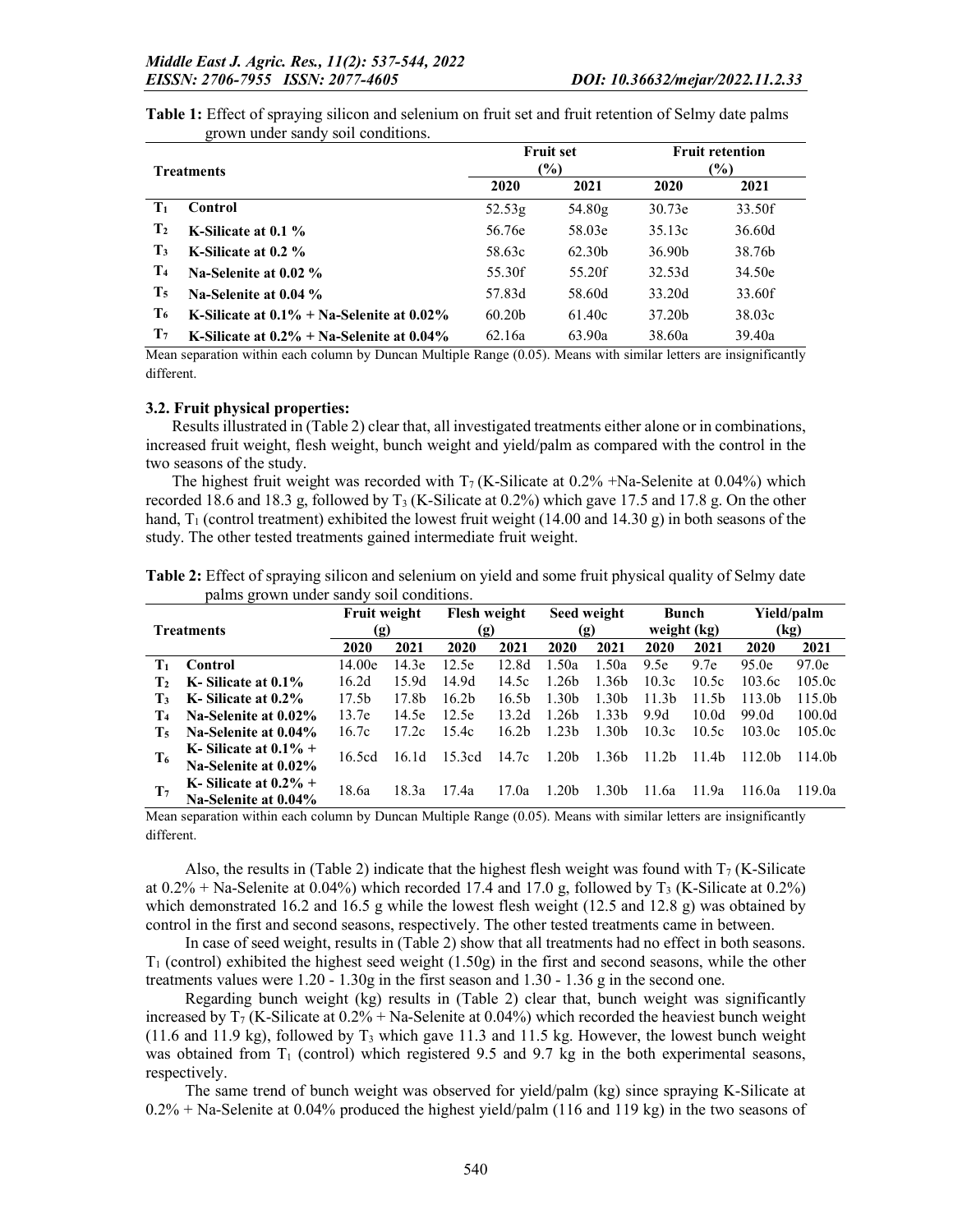**Table 1:** Effect of spraying silicon and selenium on fruit set and fruit retention of Selmy date palms grown under sandy soil conditions.

| Treatments | | Fruit set (%) | | Fruit retention (%) | |
|---|---|---|---|---|---|
| | | 2020 | 2021 | 2020 | 2021 |
| $T_1$ | Control | 52.53g | 54.80g | 30.73e | 33.50f |
| $T_2$ | K-Silicate at 0.1 % | 56.76e | 58.03e | 35.13c | 36.60d |
| $T_3$ | K-Silicate at 0.2 % | 58.63c | 62.30b | 36.90b | 38.76b |
| $T_4$ | Na-Selenite at 0.02 % | 55.30f | 55.20f | 32.53d | 34.50e |
| $T_5$ | Na-Selenite at 0.04 % | 57.83d | 58.60d | 33.20d | 33.60f |
| $T_6$ | K-Silicate at 0.1% + Na-Selenite at 0.02% | 60.20b | 61.40c | 37.20b | 38.03c |
| $T_7$ | K-Silicate at 0.2% + Na-Selenite at 0.04% | 62.16a | 63.90a | 38.60a | 39.40a |

Mean separation within each column by Duncan Multiple Range (0.05). Means with similar letters are insignificantly different.

### 3.2. Fruit physical properties:

Results illustrated in (Table 2) clear that, all investigated treatments either alone or in combinations, increased fruit weight, flesh weight, bunch weight and yield/palm as compared with the control in the two seasons of the study.

The highest fruit weight was recorded with $T_7$ (K-Silicate at 0.2% +Na-Selenite at 0.04%) which recorded 18.6 and 18.3 g, followed by $T_3$ (K-Silicate at 0.2%) which gave 17.5 and 17.8 g. On the other hand, $T_1$ (control treatment) exhibited the lowest fruit weight (14.00 and 14.30 g) in both seasons of the study. The other tested treatments gained intermediate fruit weight.

**Table 2:** Effect of spraying silicon and selenium on yield and some fruit physical quality of Selmy date palms grown under sandy soil conditions.

| Treatments | | Fruit weight (g) | | Flesh weight (g) | | Seed weight (g) | | Bunch weight (kg) | | Yield/palm (kg) | |
|---|---|---|---|---|---|---|---|---|---|---|---|
| | | 2020 | 2021 | 2020 | 2021 | 2020 | 2021 | 2020 | 2021 | 2020 | 2021 |
| $T_1$ | Control | 14.00e | 14.3e | 12.5e | 12.8d | 1.50a | 1.50a | 9.5e | 9.7e | 95.0e | 97.0e |
| $T_2$ | K- Silicate at 0.1% | 16.2d | 15.9d | 14.9d | 14.5c | 1.26b | 1.36b | 10.3c | 10.5c | 103.6c | 105.0c |
| $T_3$ | K- Silicate at 0.2% | 17.5b | 17.8b | 16.2b | 16.5b | 1.30b | 1.30b | 11.3b | 11.5b | 113.0b | 115.0b |
| $T_4$ | Na-Selenite at 0.02% | 13.7e | 14.5e | 12.5e | 13.2d | 1.26b | 1.33b | 9.9d | 10.0d | 99.0d | 100.0d |
| $T_5$ | Na-Selenite at 0.04% | 16.7c | 17.2c | 15.4c | 16.2b | 1.23b | 1.30b | 10.3c | 10.5c | 103.0c | 105.0c |
| $T_6$ | K- Silicate at 0.1% + Na-Selenite at 0.02% | 16.5cd | 16.1d | 15.3cd | 14.7c | 1.20b | 1.36b | 11.2b | 11.4b | 112.0b | 114.0b |
| $T_7$ | K- Silicate at 0.2% + Na-Selenite at 0.04% | 18.6a | 18.3a | 17.4a | 17.0a | 1.20b | 1.30b | 11.6a | 11.9a | 116.0a | 119.0a |

Mean separation within each column by Duncan Multiple Range (0.05). Means with similar letters are insignificantly different.

Also, the results in (Table 2) indicate that the highest flesh weight was found with $T_7$ (K-Silicate at 0.2% + Na-Selenite at 0.04%) which recorded 17.4 and 17.0 g, followed by $T_3$ (K-Silicate at 0.2%) which demonstrated 16.2 and 16.5 g while the lowest flesh weight (12.5 and 12.8 g) was obtained by control in the first and second seasons, respectively. The other tested treatments came in between.

In case of seed weight, results in (Table 2) show that all treatments had no effect in both seasons. $T_1$ (control) exhibited the highest seed weight (1.50g) in the first and second seasons, while the other treatments values were 1.20 - 1.30g in the first season and 1.30 - 1.36 g in the second one.

Regarding bunch weight (kg) results in (Table 2) clear that, bunch weight was significantly increased by $T_7$ (K-Silicate at 0.2% + Na-Selenite at 0.04%) which recorded the heaviest bunch weight (11.6 and 11.9 kg), followed by $T_3$ which gave 11.3 and 11.5 kg. However, the lowest bunch weight was obtained from $T_1$ (control) which registered 9.5 and 9.7 kg in the both experimental seasons, respectively.

The same trend of bunch weight was observed for yield/palm (kg) since spraying K-Silicate at 0.2% + Na-Selenite at 0.04% produced the highest yield/palm (116 and 119 kg) in the two seasons of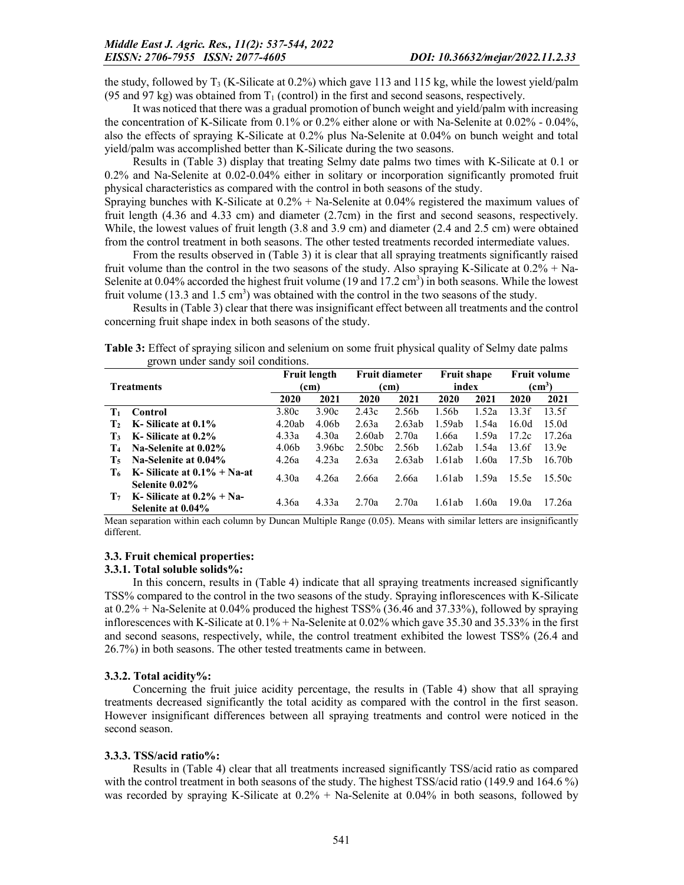the study, followed by $T_3$ (K-Silicate at 0.2%) which gave 113 and 115 kg, while the lowest yield/palm (95 and 97 kg) was obtained from $T_1$ (control) in the first and second seasons, respectively.

It was noticed that there was a gradual promotion of bunch weight and yield/palm with increasing the concentration of K-Silicate from 0.1% or 0.2% either alone or with Na-Selenite at 0.02% - 0.04%, also the effects of spraying K-Silicate at 0.2% plus Na-Selenite at 0.04% on bunch weight and total yield/palm was accomplished better than K-Silicate during the two seasons.

Results in (Table 3) display that treating Selmy date palms two times with K-Silicate at 0.1 or 0.2% and Na-Selenite at 0.02-0.04% either in solitary or incorporation significantly promoted fruit physical characteristics as compared with the control in both seasons of the study.

Spraying bunches with K-Silicate at 0.2% + Na-Selenite at 0.04% registered the maximum values of fruit length (4.36 and 4.33 cm) and diameter (2.7cm) in the first and second seasons, respectively. While, the lowest values of fruit length (3.8 and 3.9 cm) and diameter (2.4 and 2.5 cm) were obtained from the control treatment in both seasons. The other tested treatments recorded intermediate values.

From the results observed in (Table 3) it is clear that all spraying treatments significantly raised fruit volume than the control in the two seasons of the study. Also spraying K-Silicate at 0.2% + Na-Selenite at 0.04% accorded the highest fruit volume (19 and 17.2 $cm^3$) in both seasons. While the lowest fruit volume (13.3 and 1.5 $cm^3$) was obtained with the control in the two seasons of the study.

Results in (Table 3) clear that there was insignificant effect between all treatments and the control concerning fruit shape index in both seasons of the study.

**Table 3:** Effect of spraying silicon and selenium on some fruit physical quality of Selmy date palms grown under sandy soil conditions.

| | Treatments | Fruit length (cm) | | Fruit diameter (cm) | | Fruit shape index | | Fruit volume ($cm^3$) | |
|---|---|---|---|---|---|---|---|---|---|
| | | 2020 | 2021 | 2020 | 2021 | 2020 | 2021 | 2020 | 2021 |
| $T_1$ | Control | 3.80c | 3.90c | 2.43c | 2.56b | 1.56b | 1.52a | 13.3f | 13.5f |
| $T_2$ | K- Silicate at 0.1% | 4.20ab | 4.06b | 2.63a | 2.63ab | 1.59ab | 1.54a | 16.0d | 15.0d |
| $T_3$ | K- Silicate at 0.2% | 4.33a | 4.30a | 2.60ab | 2.70a | 1.66a | 1.59a | 17.2c | 17.26a |
| $T_4$ | Na-Selenite at 0.02% | 4.06b | 3.96bc | 2.50bc | 2.56b | 1.62ab | 1.54a | 13.6f | 13.9e |
| $T_5$ | Na-Selenite at 0.04% | 4.26a | 4.23a | 2.63a | 2.63ab | 1.61ab | 1.60a | 17.5b | 16.70b |
| $T_6$ | K- Silicate at 0.1% + Na-at Selenite 0.02% | 4.30a | 4.26a | 2.66a | 2.66a | 1.61ab | 1.59a | 15.5e | 15.50c |
| $T_7$ | K- Silicate at 0.2% + Na-Selenite at 0.04% | 4.36a | 4.33a | 2.70a | 2.70a | 1.61ab | 1.60a | 19.0a | 17.26a |

Mean separation within each column by Duncan Multiple Range (0.05). Means with similar letters are insignificantly different.

### 3.3. Fruit chemical properties:

#### 3.3.1. Total soluble solids%:

In this concern, results in (Table 4) indicate that all spraying treatments increased significantly TSS% compared to the control in the two seasons of the study. Spraying inflorescences with K-Silicate at 0.2% + Na-Selenite at 0.04% produced the highest TSS% (36.46 and 37.33%), followed by spraying inflorescences with K-Silicate at 0.1% + Na-Selenite at 0.02% which gave 35.30 and 35.33% in the first and second seasons, respectively, while, the control treatment exhibited the lowest TSS% (26.4 and 26.7%) in both seasons. The other tested treatments came in between.

#### 3.3.2. Total acidity%:

Concerning the fruit juice acidity percentage, the results in (Table 4) show that all spraying treatments decreased significantly the total acidity as compared with the control in the first season. However insignificant differences between all spraying treatments and control were noticed in the second season.

#### 3.3.3. TSS/acid ratio%:

Results in (Table 4) clear that all treatments increased significantly TSS/acid ratio as compared with the control treatment in both seasons of the study. The highest TSS/acid ratio (149.9 and 164.6 %) was recorded by spraying K-Silicate at 0.2% + Na-Selenite at 0.04% in both seasons, followed by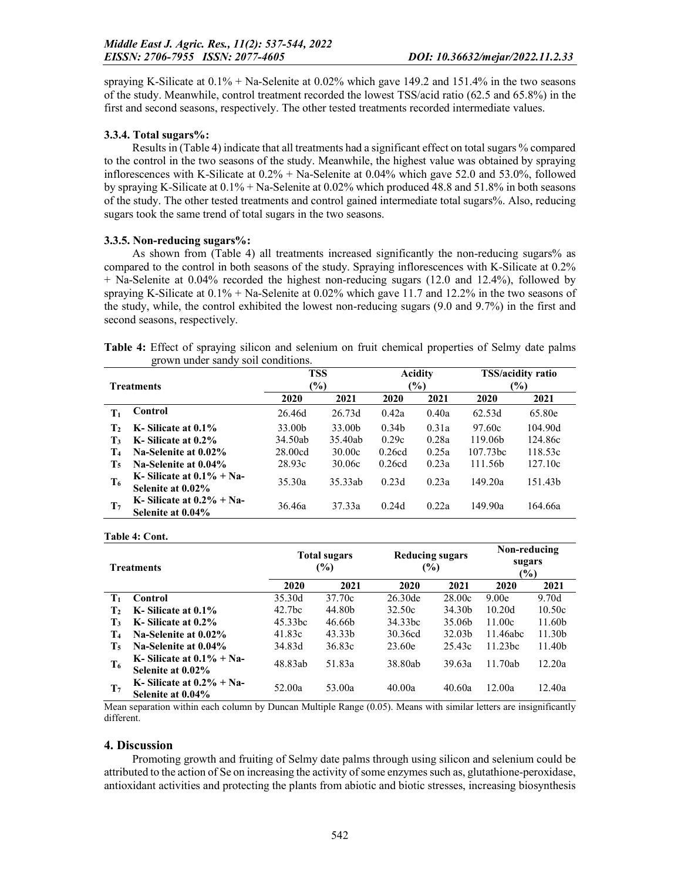spraying K-Silicate at 0.1% + Na-Selenite at 0.02% which gave 149.2 and 151.4% in the two seasons of the study. Meanwhile, control treatment recorded the lowest TSS/acid ratio (62.5 and 65.8%) in the first and second seasons, respectively. The other tested treatments recorded intermediate values.

### 3.3.4. Total sugars%:

Results in (Table 4) indicate that all treatments had a significant effect on total sugars % compared to the control in the two seasons of the study. Meanwhile, the highest value was obtained by spraying inflorescences with K-Silicate at 0.2% + Na-Selenite at 0.04% which gave 52.0 and 53.0%, followed by spraying K-Silicate at 0.1% + Na-Selenite at 0.02% which produced 48.8 and 51.8% in both seasons of the study. The other tested treatments and control gained intermediate total sugars%. Also, reducing sugars took the same trend of total sugars in the two seasons.

### 3.3.5. Non-reducing sugars%:

As shown from (Table 4) all treatments increased significantly the non-reducing sugars% as compared to the control in both seasons of the study. Spraying inflorescences with K-Silicate at 0.2% + Na-Selenite at 0.04% recorded the highest non-reducing sugars (12.0 and 12.4%), followed by spraying K-Silicate at 0.1% + Na-Selenite at 0.02% which gave 11.7 and 12.2% in the two seasons of the study, while, the control exhibited the lowest non-reducing sugars (9.0 and 9.7%) in the first and second seasons, respectively.

**Table 4:** Effect of spraying silicon and selenium on fruit chemical properties of Selmy date palms grown under sandy soil conditions.

| | Treatments | TSS (%) | | Acidity (%) | | TSS/acidity ratio (%) | |
|---|---|---|---|---|---|---|---|
| | | 2020 | 2021 | 2020 | 2021 | 2020 | 2021 |
| $T_1$ | Control | 26.46d | 26.73d | 0.42a | 0.40a | 62.53d | 65.80e |
| $T_2$ | K- Silicate at 0.1% | 33.00b | 33.00b | 0.34b | 0.31a | 97.60c | 104.90d |
| $T_3$ | K- Silicate at 0.2% | 34.50ab | 35.40ab | 0.29c | 0.28a | 119.06b | 124.86c |
| $T_4$ | Na-Selenite at 0.02% | 28.00cd | 30.00c | 0.26cd | 0.25a | 107.73bc | 118.53c |
| $T_5$ | Na-Selenite at 0.04% | 28.93c | 30.06c | 0.26cd | 0.23a | 111.56b | 127.10c |
| $T_6$ | K- Silicate at 0.1% + Na-Selenite at 0.02% | 35.30a | 35.33ab | 0.23d | 0.23a | 149.20a | 151.43b |
| $T_7$ | K- Silicate at 0.2% + Na-Selenite at 0.04% | 36.46a | 37.33a | 0.24d | 0.22a | 149.90a | 164.66a |

**Table 4: Cont.**

| | Treatments | Total sugars (%) | | Reducing sugars (%) | | Non-reducing sugars (%) | |
|---|---|---|---|---|---|---|---|
| | | 2020 | 2021 | 2020 | 2021 | 2020 | 2021 |
| $T_1$ | Control | 35.30d | 37.70c | 26.30de | 28.00c | 9.00e | 9.70d |
| $T_2$ | K- Silicate at 0.1% | 42.7bc | 44.80b | 32.50c | 34.30b | 10.20d | 10.50c |
| $T_3$ | K- Silicate at 0.2% | 45.33bc | 46.66b | 34.33bc | 35.06b | 11.00c | 11.60b |
| $T_4$ | Na-Selenite at 0.02% | 41.83c | 43.33b | 30.36cd | 32.03b | 11.46abc | 11.30b |
| $T_5$ | Na-Selenite at 0.04% | 34.83d | 36.83c | 23.60e | 25.43c | 11.23bc | 11.40b |
| $T_6$ | K- Silicate at 0.1% + Na-Selenite at 0.02% | 48.83ab | 51.83a | 38.80ab | 39.63a | 11.70ab | 12.20a |
| $T_7$ | K- Silicate at 0.2% + Na-Selenite at 0.04% | 52.00a | 53.00a | 40.00a | 40.60a | 12.00a | 12.40a |

Mean separation within each column by Duncan Multiple Range (0.05). Means with similar letters are insignificantly different.

## 4. Discussion

Promoting growth and fruiting of Selmy date palms through using silicon and selenium could be attributed to the action of Se on increasing the activity of some enzymes such as, glutathione-peroxidase, antioxidant activities and protecting the plants from abiotic and biotic stresses, increasing biosynthesis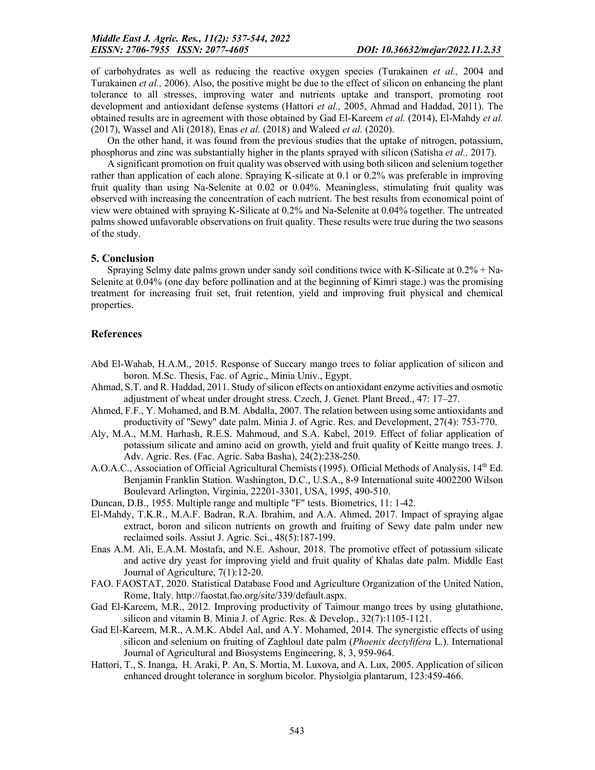of carbohydrates as well as reducing the reactive oxygen species (Turakainen *et al.,* 2004 and Turakainen *et al.,* 2006). Also, the positive might be due to the effect of silicon on enhancing the plant tolerance to all stresses, improving water and nutrients uptake and transport, promoting root development and antioxidant defense systems (Hattori *et al.,* 2005, Ahmad and Haddad, 2011). The obtained results are in agreement with those obtained by Gad El-Kareem *et al.* (2014), El-Mahdy *et al.* (2017), Wassel and Ali (2018), Enas *et al.* (2018) and Waleed *et al.* (2020).

On the other hand, it was found from the previous studies that the uptake of nitrogen, potassium, phosphorus and zinc was substantially higher in the plants sprayed with silicon (Satisha *et al.,* 2017).

A significant promotion on fruit quality was observed with using both silicon and selenium together rather than application of each alone. Spraying K-silicate at 0.1 or 0.2% was preferable in improving fruit quality than using Na-Selenite at 0.02 or 0.04%. Meaningless, stimulating fruit quality was observed with increasing the concentration of each nutrient. The best results from economical point of view were obtained with spraying K-Silicate at 0.2% and Na-Selenite at 0.04% together. The untreated palms showed unfavorable observations on fruit quality. These results were true during the two seasons of the study.

## 5. Conclusion

Spraying Selmy date palms grown under sandy soil conditions twice with K-Silicate at 0.2% + Na-Selenite at 0.04% (one day before pollination and at the beginning of Kimri stage.) was the promising treatment for increasing fruit set, fruit retention, yield and improving fruit physical and chemical properties.

## References

Abd El-Wahab, H.A.M., 2015. Response of Succary mango trees to foliar application of silicon and boron. M.Sc. Thesis, Fac. of Agric., Minia Univ., Egypt.

Ahmad, S.T. and R. Haddad, 2011. Study of silicon effects on antioxidant enzyme activities and osmotic adjustment of wheat under drought stress. Czech, J. Genet. Plant Breed., 47: 17–27.

Ahmed, F.F., Y. Mohamed, and B.M. Abdalla, 2007. The relation between using some antioxidants and productivity of "Sewy" date palm. Minia J. of Agric. Res. and Development, 27(4): 753-770.

Aly, M.A., M.M. Harhash, R.E.S. Mahmoud, and S.A. Kabel, 2019. Effect of foliar application of potassium silicate and amino acid on growth, yield and fruit quality of Keitte mango trees. J. Adv. Agric. Res. (Fac. Agric. Saba Basha), 24(2):238-250.

A.O.A.C., Association of Official Agricultural Chemists (1995). Official Methods of Analysis, 14th Ed. Benjamin Franklin Station. Washington, D.C., U.S.A., 8-9 International suite 4002200 Wilson Boulevard Arlington, Virginia, 22201-3301, USA, 1995, 490-510.

Duncan, D.B., 1955. Multiple range and multiple "F" tests. Biometrics, 11: 1-42.

El-Mahdy, T.K.R., M.A.F. Badran, R.A. Ibrahim, and A.A. Ahmed, 2017. Impact of spraying algae extract, boron and silicon nutrients on growth and fruiting of Sewy date palm under new reclaimed soils. Assiut J. Agric. Sci., 48(5):187-199.

Enas A.M. Ali, E.A.M. Mostafa, and N.E. Ashour, 2018. The promotive effect of potassium silicate and active dry yeast for improving yield and fruit quality of Khalas date palm. Middle East Journal of Agriculture, 7(1):12-20.

FAO. FAOSTAT, 2020. Statistical Database Food and Agriculture Organization of the United Nation, Rome, Italy. http://faostat.fao.org/site/339/default.aspx.

Gad El-Kareem, M.R., 2012. Improving productivity of Taimour mango trees by using glutathione, silicon and vitamin B. Minia J. of Agric. Res. & Develop., 32(7):1105-1121.

Gad El-Kareem, M.R., A.M.K. Abdel Aal, and A.Y. Mohamed, 2014. The synergistic effects of using silicon and selenium on fruiting of Zaghloul date palm (*Phoenix dectylifera* L.). International Journal of Agricultural and Biosystems Engineering, 8, 3, 959-964.

Hattori, T., S. Inanga, H. Araki, P. An, S. Mortia, M. Luxova, and A. Lux, 2005. Application of silicon enhanced drought tolerance in sorghum bicolor. Physiolgia plantarum, 123:459-466.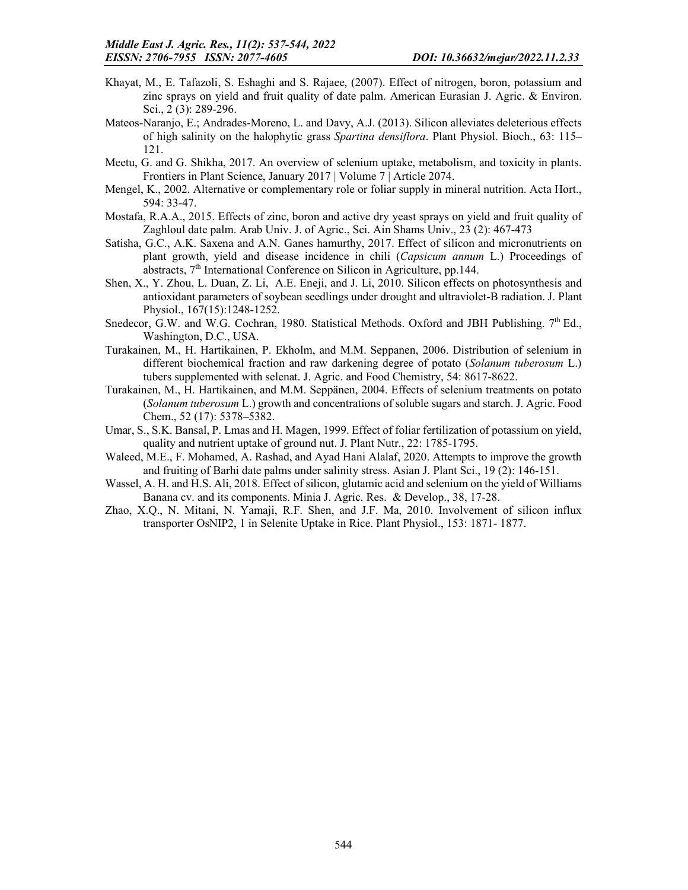Khayat, M., E. Tafazoli, S. Eshaghi and S. Rajaee, (2007). Effect of nitrogen, boron, potassium and zinc sprays on yield and fruit quality of date palm. American Eurasian J. Agric. & Environ. Sci., 2 (3): 289-296.

Mateos-Naranjo, E.; Andrades-Moreno, L. and Davy, A.J. (2013). Silicon alleviates deleterious effects of high salinity on the halophytic grass *Spartina densiflora*. Plant Physiol. Bioch., 63: 115–121.

Meetu, G. and G. Shikha, 2017. An overview of selenium uptake, metabolism, and toxicity in plants. Frontiers in Plant Science, January 2017 | Volume 7 | Article 2074.

Mengel, K., 2002. Alternative or complementary role or foliar supply in mineral nutrition. Acta Hort., 594: 33-47.

Mostafa, R.A.A., 2015. Effects of zinc, boron and active dry yeast sprays on yield and fruit quality of Zaghloul date palm. Arab Univ. J. of Agric., Sci. Ain Shams Univ., 23 (2): 467-473

Satisha, G.C., A.K. Saxena and A.N. Ganes hamurthy, 2017. Effect of silicon and micronutrients on plant growth, yield and disease incidence in chili (*Capsicum annum* L.) Proceedings of abstracts, 7th International Conference on Silicon in Agriculture, pp.144.

Shen, X., Y. Zhou, L. Duan, Z. Li, A.E. Eneji, and J. Li, 2010. Silicon effects on photosynthesis and antioxidant parameters of soybean seedlings under drought and ultraviolet-B radiation. J. Plant Physiol., 167(15):1248-1252.

Snedecor, G.W. and W.G. Cochran, 1980. Statistical Methods. Oxford and JBH Publishing. 7th Ed., Washington, D.C., USA.

Turakainen, M., H. Hartikainen, P. Ekholm, and M.M. Seppanen, 2006. Distribution of selenium in different biochemical fraction and raw darkening degree of potato (*Solanum tuberosum* L.) tubers supplemented with selenat. J. Agric. and Food Chemistry, 54: 8617-8622.

Turakainen, M., H. Hartikainen, and M.M. Seppänen, 2004. Effects of selenium treatments on potato (*Solanum tuberosum* L.) growth and concentrations of soluble sugars and starch. J. Agric. Food Chem., 52 (17): 5378–5382.

Umar, S., S.K. Bansal, P. Lmas and H. Magen, 1999. Effect of foliar fertilization of potassium on yield, quality and nutrient uptake of ground nut. J. Plant Nutr., 22: 1785-1795.

Waleed, M.E., F. Mohamed, A. Rashad, and Ayad Hani Alalaf, 2020. Attempts to improve the growth and fruiting of Barhi date palms under salinity stress. Asian J. Plant Sci., 19 (2): 146-151.

Wassel, A. H. and H.S. Ali, 2018. Effect of silicon, glutamic acid and selenium on the yield of Williams Banana cv. and its components. Minia J. Agric. Res. & Develop., 38, 17-28.

Zhao, X.Q., N. Mitani, N. Yamaji, R.F. Shen, and J.F. Ma, 2010. Involvement of silicon influx transporter OsNIP2, 1 in Selenite Uptake in Rice. Plant Physiol., 153: 1871- 1877.